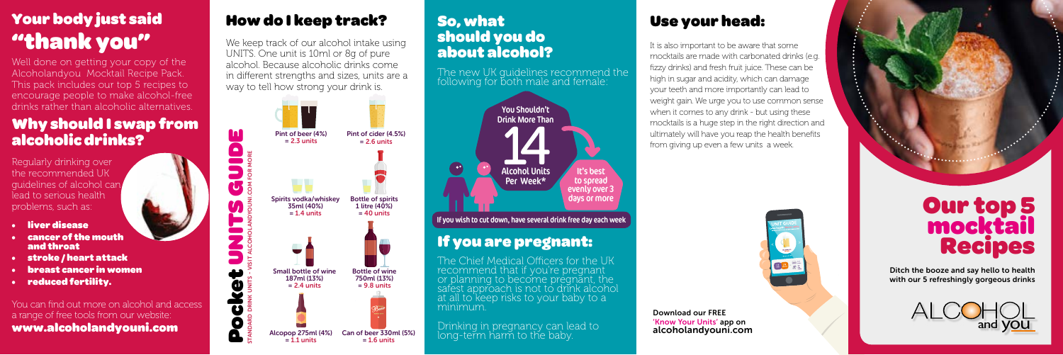# Your body just said "thank you"

Well done on getting your copy of the Alcoholandyou Mocktail Recipe Pack. This pack includes our top 5 recipes to encourage people to make alcohol-free drinks rather than alcoholic alternatives.

## Why should I swap from alcoholic drinks?

Regularly drinking over the recommended UK guidelines of alcohol can lead to serious health problems, such as:

- **liver disease**
- **cancer of the mouth and throat**
- **stroke / heart attack**
- **breast cancer in women**
- **reduced fertility.**

You can find out more on alcohol and access a range of free tools from our website:

**www.alcoholandyouni.com**

## How do I keep track?

We keep track of our alcohol intake using UNITS. One unit is 10ml or 8g of pure alcohol. Because alcoholic drinks come in different strengths and sizes, units are a way to tell how strong your drink is.

### Pocket UNITS GUIDE

STANDARD DRINK UNITS - VISIT ALCOHOLANDYOUNI.COM FOR MORE

- Pint of beer (4%) = 2.3 units
- Pint of cider (4.5%) = 2.6 units
- Spirits vodka/whiskey 35ml (40%) = 1.4 units
- Bottle of spirits 1 litre (40%) = 40 units
- Small bottle of wine 187ml (13%) = 2.4 units
- Bottle of wine 750ml (13%) = 9.8 units
- Alcopop 275ml (4%) = 1.1 units
- Can of beer 330ml (5%) = 1.6 units

## So, what should you do about alcohol?

The new UK guidelines recommend the following for both male and female:

You Shouldn't Drink More Than 14 Alcohol Units Per Week*

It's best to spread evenly over 3 days or more

If you wish to cut down, have several drink free day each week

## If you are pregnant:

The Chief Medical Officers for the UK recommend that if you're pregnant or planning to become pregnant, the safest approach is not to drink alcohol at all to keep risks to your baby to a minimum.

Drinking in pregnancy can lead to long-term harm to the baby.

## Use your head:

It is also important to be aware that some mocktails are made with carbonated drinks (e.g. fizzy drinks) and fresh fruit juice. These can be high in sugar and acidity, which can damage your teeth and more importantly can lead to weight gain. We urge you to use common sense when it comes to any drink - but using these mocktails is a huge step in the right direction and ultimately will have you reap the health benefits from giving up even a few units a week.

Download our FREE 'Know Your Units' app on alcoholandyouni.com

# Our top 5 mocktail Recipes

Ditch the booze and say hello to health with our 5 refreshingly gorgeous drinks

ALCOHOL and YOU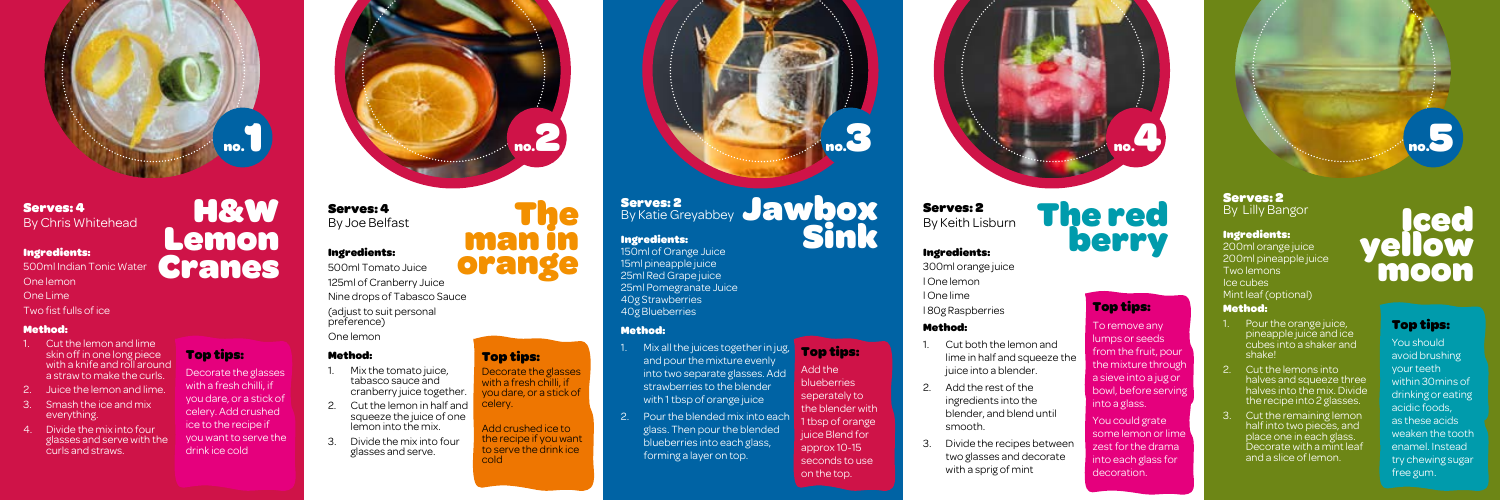## no.1

# H&W Lemon Cranes

**Serves: 4**
By Chris Whitehead

### Ingredients:

500ml Indian Tonic Water
One lemon
One Lime
Two fist fulls of ice

### Method:

1. Cut the lemon and lime skin off in one long piece with a knife and roll around a straw to make the curls.
2. Juice the lemon and lime.
3. Smash the ice and mix everything.
4. Divide the mix into four glasses and serve with the curls and straws.

### Top tips:

Decorate the glasses with a fresh chilli, if you dare, or a stick of celery. Add crushed ice to the recipe if you want to serve the drink ice cold

## no.2

# The man in orange

**Serves: 4**
By Joe Belfast

### Ingredients:

500ml Tomato Juice
125ml of Cranberry Juice
Nine drops of Tabasco Sauce
(adjust to suit personal preference)
One lemon

### Method:

1. Mix the tomato juice, tabasco sauce and cranberry juice together.
2. Cut the lemon in half and squeeze the juice of one lemon into the mix.
3. Divide the mix into four glasses and serve.

### Top tips:

Decorate the glasses with a fresh chilli, if you dare, or a stick of celery.

Add crushed ice to the recipe if you want to serve the drink ice cold

## no.3

# Jawbox Sink

**Serves: 2**
By Katie Greyabbey

### Ingredients:

150ml of Orange Juice
15ml pineapple juice
25ml Red Grape juice
25ml Pomegranate Juice
40g Strawberries
40g Blueberries

### Method:

1. Mix all the juices together in jug, and pour the mixture evenly into two separate glasses. Add strawberries to the blender with 1 tbsp of orange juice
2. Pour the blended mix into each glass. Then pour the blended blueberries into each glass, forming a layer on top.

### Top tips:

Add the blueberries seperately to the blender with 1 tbsp of orange juice Blend for approx 10-15 seconds to use on the top.

## no.4

# The red berry

**Serves: 2**
By Keith Lisburn

### Ingredients:

300ml orange juice
l One lemon
l One lime
l 80g Raspberries

### Method:

1. Cut both the lemon and lime in half and squeeze the juice into a blender.
2. Add the rest of the ingredients into the blender, and blend until smooth.
3. Divide the recipes between two glasses and decorate with a sprig of mint

### Top tips:

To remove any lumps or seeds from the fruit, pour the mixture through a sieve into a jug or bowl, before serving into a glass.

You could grate some lemon or lime zest for the drama into each glass for decoration.

## no.5

# Iced yellow moon

**Serves: 2**
By Lilly Bangor

### Ingredients:

200ml orange juice
200ml pineapple juice
Two lemons
Ice cubes
Mint leaf (optional)

### Method:

1. Pour the orange juice, pineapple juice and ice cubes into a shaker and shake!
2. Cut the lemons into halves and squeeze three halves into the mix. Divide the recipe into 2 glasses.
3. Cut the remaining lemon half into two pieces, and place one in each glass. Decorate with a mint leaf and a slice of lemon.

### Top tips:

You should avoid brushing your teeth within 30mins of drinking or eating acidic foods, as these acids weaken the tooth enamel. Instead try chewing sugar free gum.